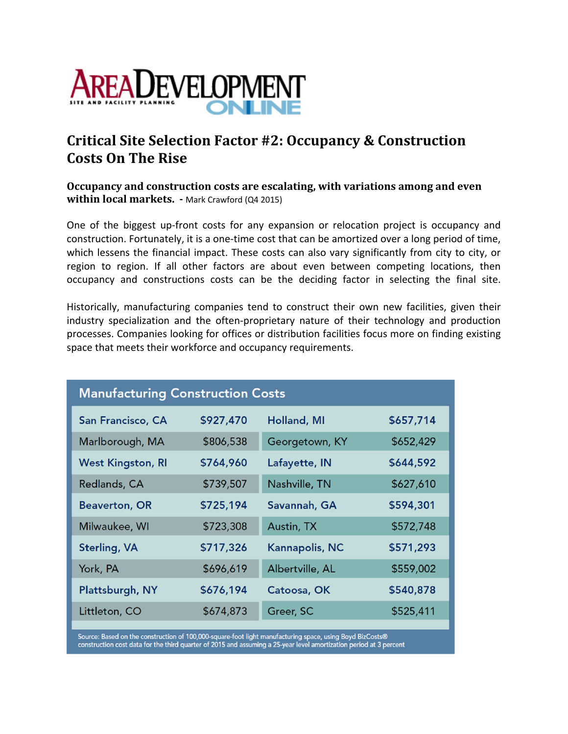AREA DEVELOPMENT ONLINE
SITE AND FACILITY PLANNING

# Critical Site Selection Factor #2: Occupancy & Construction Costs On The Rise

**Occupancy and construction costs are escalating, with variations among and even within local markets. -** Mark Crawford (Q4 2015)

One of the biggest up-front costs for any expansion or relocation project is occupancy and construction. Fortunately, it is a one-time cost that can be amortized over a long period of time, which lessens the financial impact. These costs can also vary significantly from city to city, or region to region. If all other factors are about even between competing locations, then occupancy and constructions costs can be the deciding factor in selecting the final site.

Historically, manufacturing companies tend to construct their own new facilities, given their industry specialization and the often-proprietary nature of their technology and production processes. Companies looking for offices or distribution facilities focus more on finding existing space that meets their workforce and occupancy requirements.

**Manufacturing Construction Costs**

| Location | Cost | Location | Cost |
|---|---|---|---|
| San Francisco, CA | $927,470 | Holland, MI | $657,714 |
| Marlborough, MA | $806,538 | Georgetown, KY | $652,429 |
| West Kingston, RI | $764,960 | Lafayette, IN | $644,592 |
| Redlands, CA | $739,507 | Nashville, TN | $627,610 |
| Beaverton, OR | $725,194 | Savannah, GA | $594,301 |
| Milwaukee, WI | $723,308 | Austin, TX | $572,748 |
| Sterling, VA | $717,326 | Kannapolis, NC | $571,293 |
| York, PA | $696,619 | Albertville, AL | $559,002 |
| Plattsburgh, NY | $676,194 | Catoosa, OK | $540,878 |
| Littleton, CO | $674,873 | Greer, SC | $525,411 |

Source: Based on the construction of 100,000-square-foot light manufacturing space, using Boyd BizCosts® construction cost data for the third quarter of 2015 and assuming a 25-year level amortization period at 3 percent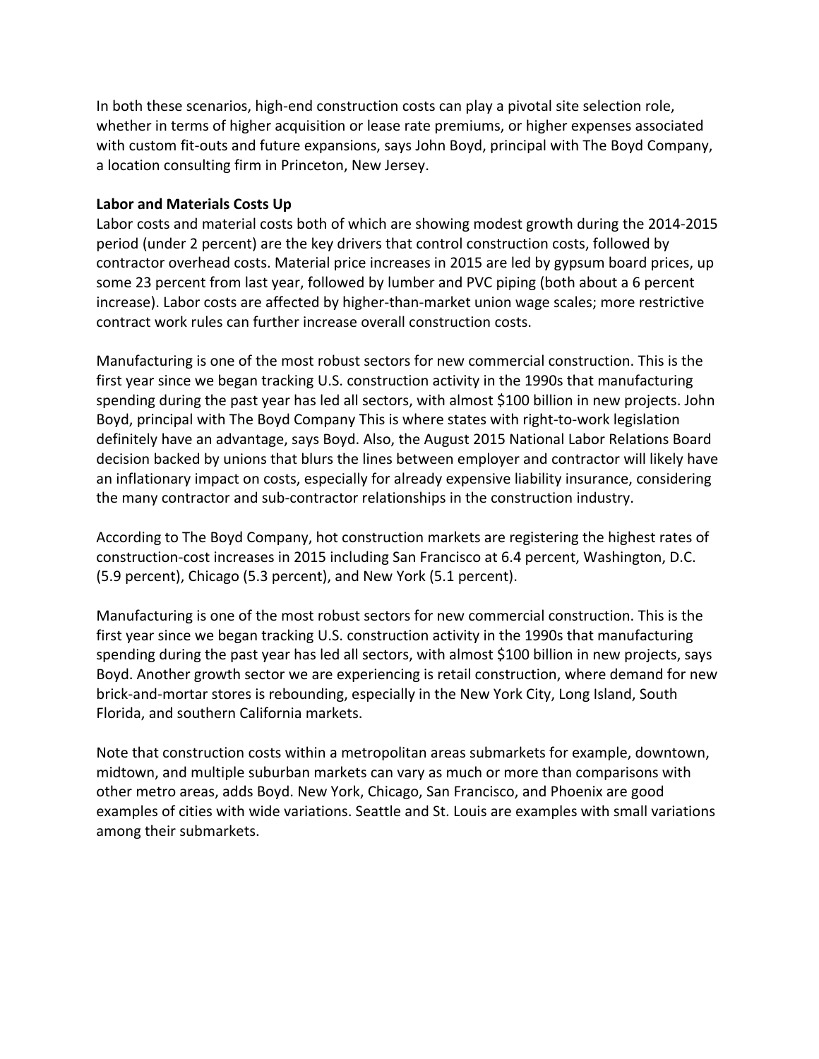In both these scenarios, high-end construction costs can play a pivotal site selection role, whether in terms of higher acquisition or lease rate premiums, or higher expenses associated with custom fit-outs and future expansions, says John Boyd, principal with The Boyd Company, a location consulting firm in Princeton, New Jersey.

**Labor and Materials Costs Up**

Labor costs and material costs both of which are showing modest growth during the 2014-2015 period (under 2 percent) are the key drivers that control construction costs, followed by contractor overhead costs. Material price increases in 2015 are led by gypsum board prices, up some 23 percent from last year, followed by lumber and PVC piping (both about a 6 percent increase). Labor costs are affected by higher-than-market union wage scales; more restrictive contract work rules can further increase overall construction costs.

Manufacturing is one of the most robust sectors for new commercial construction. This is the first year since we began tracking U.S. construction activity in the 1990s that manufacturing spending during the past year has led all sectors, with almost $100 billion in new projects. John Boyd, principal with The Boyd Company This is where states with right-to-work legislation definitely have an advantage, says Boyd. Also, the August 2015 National Labor Relations Board decision backed by unions that blurs the lines between employer and contractor will likely have an inflationary impact on costs, especially for already expensive liability insurance, considering the many contractor and sub-contractor relationships in the construction industry.

According to The Boyd Company, hot construction markets are registering the highest rates of construction-cost increases in 2015 including San Francisco at 6.4 percent, Washington, D.C. (5.9 percent), Chicago (5.3 percent), and New York (5.1 percent).

Manufacturing is one of the most robust sectors for new commercial construction. This is the first year since we began tracking U.S. construction activity in the 1990s that manufacturing spending during the past year has led all sectors, with almost $100 billion in new projects, says Boyd. Another growth sector we are experiencing is retail construction, where demand for new brick-and-mortar stores is rebounding, especially in the New York City, Long Island, South Florida, and southern California markets.

Note that construction costs within a metropolitan areas submarkets for example, downtown, midtown, and multiple suburban markets can vary as much or more than comparisons with other metro areas, adds Boyd. New York, Chicago, San Francisco, and Phoenix are good examples of cities with wide variations. Seattle and St. Louis are examples with small variations among their submarkets.